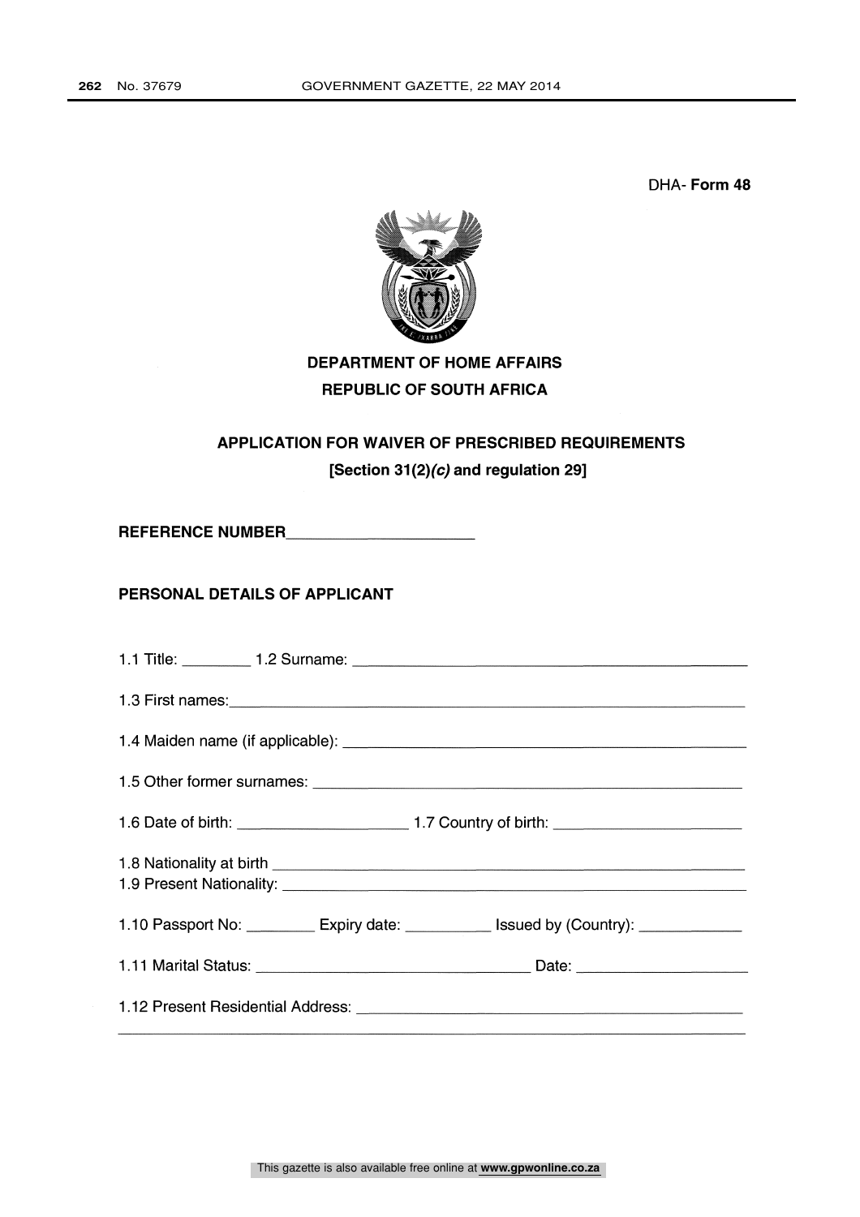DHA- **Form 48**

**DEPARTMENT OF HOME AFFAIRS**
**REPUBLIC OF SOUTH AFRICA**

## APPLICATION FOR WAIVER OF PRESCRIBED REQUIREMENTS
**[Section 31(2)*(c)* and regulation 29]**

**REFERENCE NUMBER**______________________

### PERSONAL DETAILS OF APPLICANT

1.1 Title: ________ 1.2 Surname: ______________________________________________

1.3 First names:______________________________________________________________

1.4 Maiden name (if applicable): _______________________________________________

1.5 Other former surnames: ___________________________________________________

1.6 Date of birth: ____________________ 1.7 Country of birth: _____________________

1.8 Nationality at birth _______________________________________________________
1.9 Present Nationality: _______________________________________________________

1.10 Passport No: ________ Expiry date: __________ Issued by (Country): ____________

1.11 Marital Status: ________________________________ Date: ____________________

1.12 Present Residential Address: _____________________________________________
_____________________________________________________________________________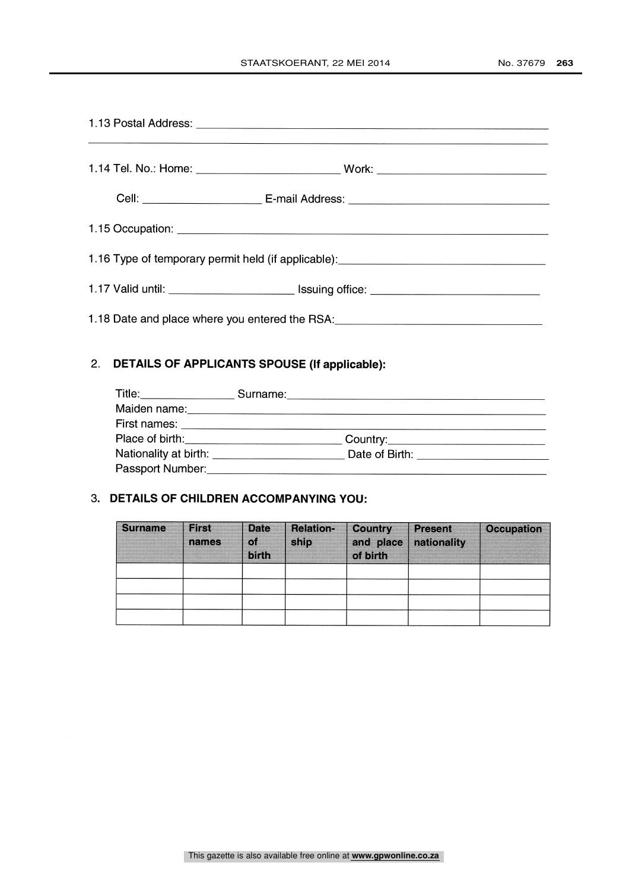1.13 Postal Address: ______________________________________________________

______________________________________________________________________

1.14 Tel. No.: Home: ______________________ Work: __________________________

Cell: __________________ E-mail Address: _______________________________

1.15 Occupation: ______________________________________________________

1.16 Type of temporary permit held (if applicable):________________________________

1.17 Valid until: ___________________ Issuing office: __________________________

1.18 Date and place where you entered the RSA:________________________________

## 2. DETAILS OF APPLICANTS SPOUSE (If applicable):

Title:______________ Surname:________________________________________

Maiden name:_________________________________________________________

First names: _________________________________________________________

Place of birth:________________________ Country:________________________

Nationality at birth: ____________________ Date of Birth: ____________________

Passport Number:______________________________________________________

## 3. DETAILS OF CHILDREN ACCOMPANYING YOU:

| Surname | First names | Date of birth | Relation-ship | Country and place of birth | Present nationality | Occupation |
|---|---|---|---|---|---|---|
| | | | | | | |
| | | | | | | |
| | | | | | | |
| | | | | | | |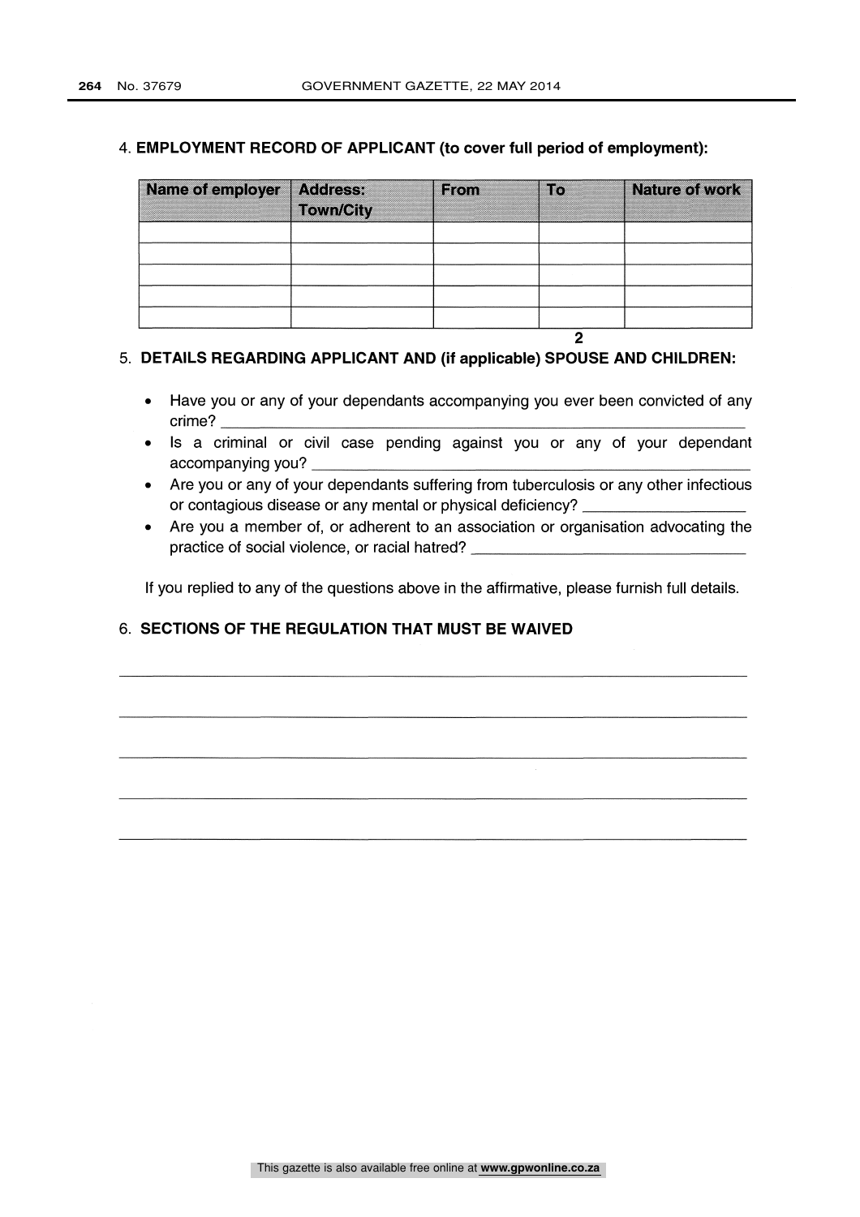4. **EMPLOYMENT RECORD OF APPLICANT (to cover full period of employment):**

| Name of employer | Address: Town/City | From | To | Nature of work |
|---|---|---|---|---|
| | | | | |
| | | | | |
| | | | | |
| | | | | |
| | | | | |

2

5. **DETAILS REGARDING APPLICANT AND (if applicable) SPOUSE AND CHILDREN:**

- Have you or any of your dependants accompanying you ever been convicted of any crime? \_\_\_\_\_\_\_\_\_\_\_\_\_\_\_\_\_\_\_\_\_\_\_\_\_\_\_\_\_\_\_\_\_\_\_\_\_\_\_\_
- Is a criminal or civil case pending against you or any of your dependant accompanying you? \_\_\_\_\_\_\_\_\_\_\_\_\_\_\_\_\_\_\_\_\_\_\_\_\_\_\_\_\_\_\_\_\_\_\_\_
- Are you or any of your dependants suffering from tuberculosis or any other infectious or contagious disease or any mental or physical deficiency? \_\_\_\_\_\_\_\_\_\_\_\_\_\_\_\_\_\_
- Are you a member of, or adherent to an association or organisation advocating the practice of social violence, or racial hatred? \_\_\_\_\_\_\_\_\_\_\_\_\_\_\_\_\_\_\_\_\_\_\_\_\_\_\_\_

If you replied to any of the questions above in the affirmative, please furnish full details.

6. **SECTIONS OF THE REGULATION THAT MUST BE WAIVED**

\_\_\_\_\_\_\_\_\_\_\_\_\_\_\_\_\_\_\_\_\_\_\_\_\_\_\_\_\_\_\_\_\_\_\_\_\_\_\_\_\_\_\_\_\_\_\_\_\_\_\_\_\_\_\_\_\_\_\_\_

\_\_\_\_\_\_\_\_\_\_\_\_\_\_\_\_\_\_\_\_\_\_\_\_\_\_\_\_\_\_\_\_\_\_\_\_\_\_\_\_\_\_\_\_\_\_\_\_\_\_\_\_\_\_\_\_\_\_\_\_

\_\_\_\_\_\_\_\_\_\_\_\_\_\_\_\_\_\_\_\_\_\_\_\_\_\_\_\_\_\_\_\_\_\_\_\_\_\_\_\_\_\_\_\_\_\_\_\_\_\_\_\_\_\_\_\_\_\_\_\_

\_\_\_\_\_\_\_\_\_\_\_\_\_\_\_\_\_\_\_\_\_\_\_\_\_\_\_\_\_\_\_\_\_\_\_\_\_\_\_\_\_\_\_\_\_\_\_\_\_\_\_\_\_\_\_\_\_\_\_\_

\_\_\_\_\_\_\_\_\_\_\_\_\_\_\_\_\_\_\_\_\_\_\_\_\_\_\_\_\_\_\_\_\_\_\_\_\_\_\_\_\_\_\_\_\_\_\_\_\_\_\_\_\_\_\_\_\_\_\_\_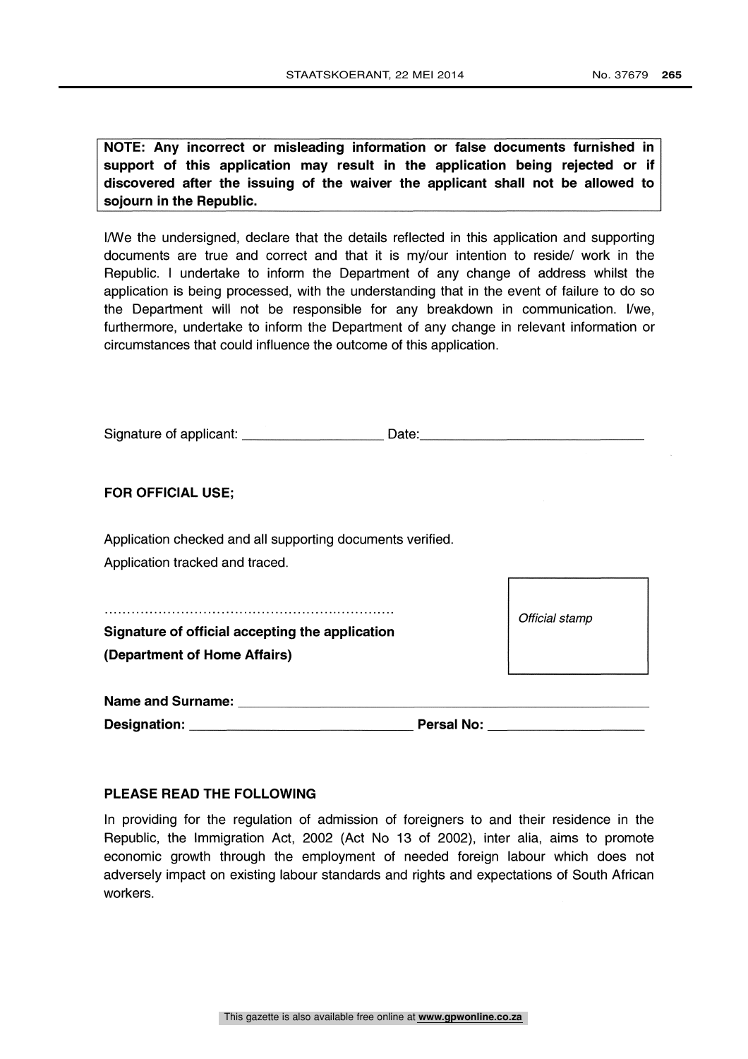**NOTE: Any incorrect or misleading information or false documents furnished in support of this application may result in the application being rejected or if discovered after the issuing of the waiver the applicant shall not be allowed to sojourn in the Republic.**

I/We the undersigned, declare that the details reflected in this application and supporting documents are true and correct and that it is my/our intention to reside/ work in the Republic. I undertake to inform the Department of any change of address whilst the application is being processed, with the understanding that in the event of failure to do so the Department will not be responsible for any breakdown in communication. I/we, furthermore, undertake to inform the Department of any change in relevant information or circumstances that could influence the outcome of this application.

Signature of applicant: ___________________ Date:_______________________________

**FOR OFFICIAL USE;**

Application checked and all supporting documents verified.

Application tracked and traced.

................................................................

**Signature of official accepting the application**

**(Department of Home Affairs)**

*Official stamp*

**Name and Surname:** ________________________________________________________

**Designation:** ______________________________ **Persal No:** ____________________

**PLEASE READ THE FOLLOWING**

In providing for the regulation of admission of foreigners to and their residence in the Republic, the Immigration Act, 2002 (Act No 13 of 2002), inter alia, aims to promote economic growth through the employment of needed foreign labour which does not adversely impact on existing labour standards and rights and expectations of South African workers.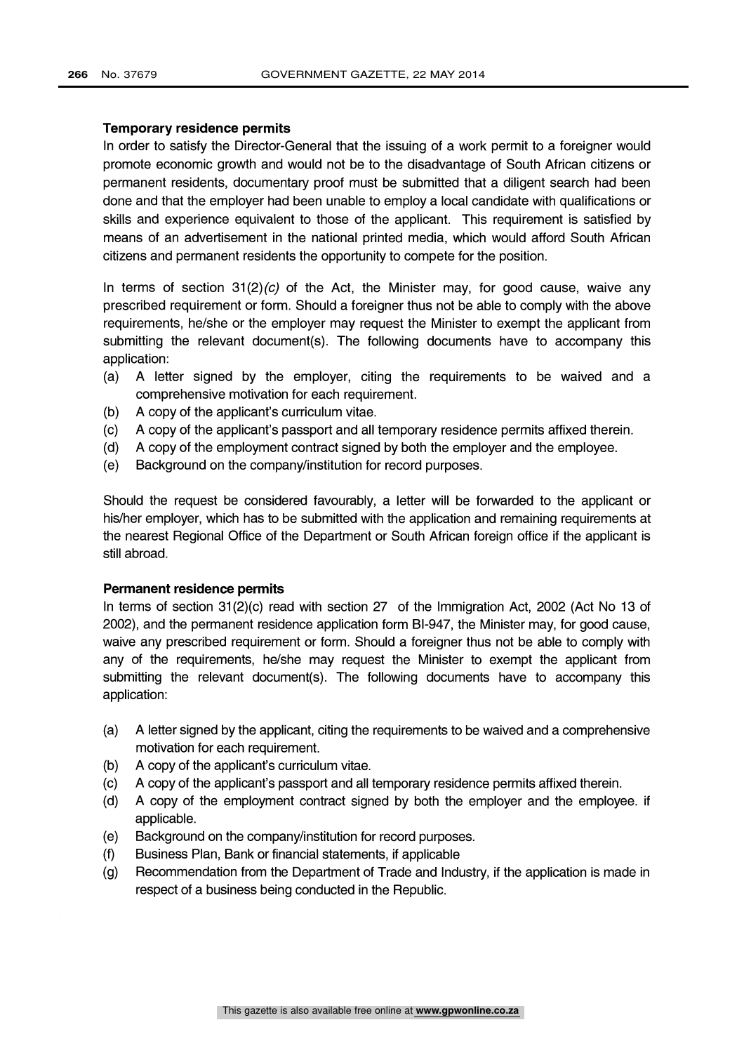**Temporary residence permits**

In order to satisfy the Director-General that the issuing of a work permit to a foreigner would promote economic growth and would not be to the disadvantage of South African citizens or permanent residents, documentary proof must be submitted that a diligent search had been done and that the employer had been unable to employ a local candidate with qualifications or skills and experience equivalent to those of the applicant. This requirement is satisfied by means of an advertisement in the national printed media, which would afford South African citizens and permanent residents the opportunity to compete for the position.

In terms of section 31(2)*(c)* of the Act, the Minister may, for good cause, waive any prescribed requirement or form. Should a foreigner thus not be able to comply with the above requirements, he/she or the employer may request the Minister to exempt the applicant from submitting the relevant document(s). The following documents have to accompany this application:

(a) A letter signed by the employer, citing the requirements to be waived and a comprehensive motivation for each requirement.
(b) A copy of the applicant's curriculum vitae.
(c) A copy of the applicant's passport and all temporary residence permits affixed therein.
(d) A copy of the employment contract signed by both the employer and the employee.
(e) Background on the company/institution for record purposes.

Should the request be considered favourably, a letter will be forwarded to the applicant or his/her employer, which has to be submitted with the application and remaining requirements at the nearest Regional Office of the Department or South African foreign office if the applicant is still abroad.

**Permanent residence permits**

In terms of section 31(2)(c) read with section 27 of the Immigration Act, 2002 (Act No 13 of 2002), and the permanent residence application form BI-947, the Minister may, for good cause, waive any prescribed requirement or form. Should a foreigner thus not be able to comply with any of the requirements, he/she may request the Minister to exempt the applicant from submitting the relevant document(s). The following documents have to accompany this application:

(a) A letter signed by the applicant, citing the requirements to be waived and a comprehensive motivation for each requirement.
(b) A copy of the applicant's curriculum vitae.
(c) A copy of the applicant's passport and all temporary residence permits affixed therein.
(d) A copy of the employment contract signed by both the employer and the employee. if applicable.
(e) Background on the company/institution for record purposes.
(f) Business Plan, Bank or financial statements, if applicable
(g) Recommendation from the Department of Trade and Industry, if the application is made in respect of a business being conducted in the Republic.